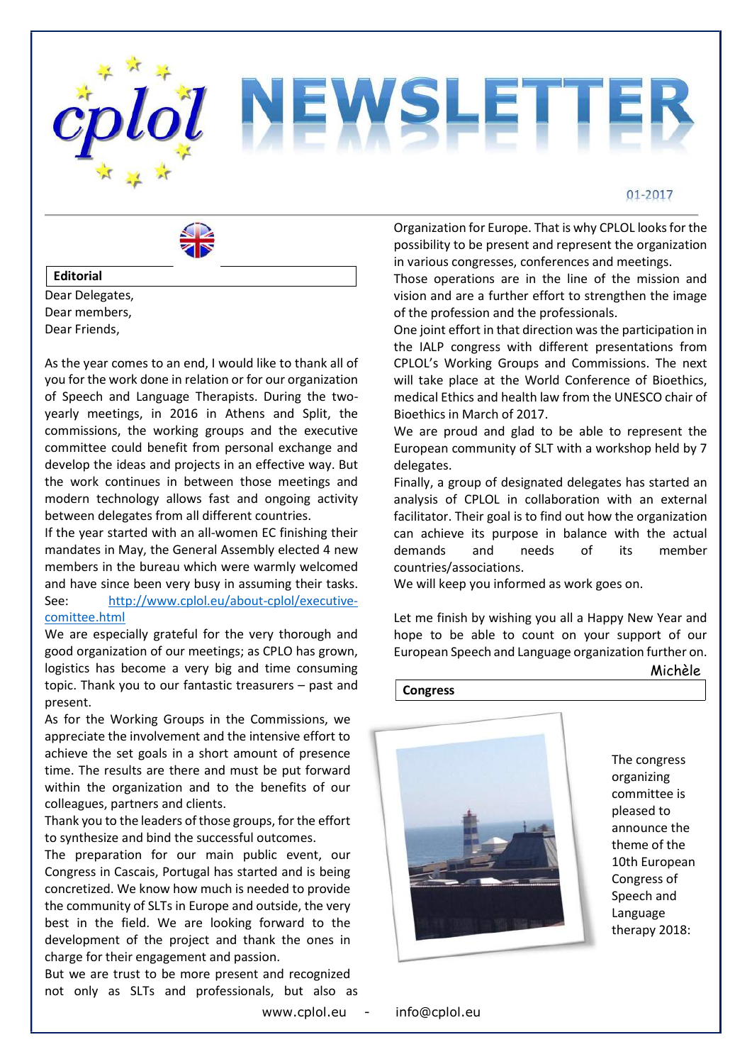# cplol NEWSLETTER

01-2017

## Editorial

Dear Delegates,
Dear members,
Dear Friends,

As the year comes to an end, I would like to thank all of you for the work done in relation or for our organization of Speech and Language Therapists. During the two-yearly meetings, in 2016 in Athens and Split, the commissions, the working groups and the executive committee could benefit from personal exchange and develop the ideas and projects in an effective way. But the work continues in between those meetings and modern technology allows fast and ongoing activity between delegates from all different countries.

If the year started with an all-women EC finishing their mandates in May, the General Assembly elected 4 new members in the bureau which were warmly welcomed and have since been very busy in assuming their tasks. See: [http://www.cplol.eu/about-cplol/executive-comittee.html](http://www.cplol.eu/about-cplol/executive-comittee.html)

We are especially grateful for the very thorough and good organization of our meetings; as CPLO has grown, logistics has become a very big and time consuming topic. Thank you to our fantastic treasurers – past and present.

As for the Working Groups in the Commissions, we appreciate the involvement and the intensive effort to achieve the set goals in a short amount of presence time. The results are there and must be put forward within the organization and to the benefits of our colleagues, partners and clients.

Thank you to the leaders of those groups, for the effort to synthesize and bind the successful outcomes.

The preparation for our main public event, our Congress in Cascais, Portugal has started and is being concretized. We know how much is needed to provide the community of SLTs in Europe and outside, the very best in the field. We are looking forward to the development of the project and thank the ones in charge for their engagement and passion.

But we are trust to be more present and recognized not only as SLTs and professionals, but also as Organization for Europe. That is why CPLOL looks for the possibility to be present and represent the organization in various congresses, conferences and meetings.

Those operations are in the line of the mission and vision and are a further effort to strengthen the image of the profession and the professionals.

One joint effort in that direction was the participation in the IALP congress with different presentations from CPLOL's Working Groups and Commissions. The next will take place at the World Conference of Bioethics, medical Ethics and health law from the UNESCO chair of Bioethics in March of 2017.

We are proud and glad to be able to represent the European community of SLT with a workshop held by 7 delegates.

Finally, a group of designated delegates has started an analysis of CPLOL in collaboration with an external facilitator. Their goal is to find out how the organization can achieve its purpose in balance with the actual demands and needs of its member countries/associations.

We will keep you informed as work goes on.

Let me finish by wishing you all a Happy New Year and hope to be able to count on your support of our European Speech and Language organization further on.

Michèle

## Congress

The congress organizing committee is pleased to announce the theme of the 10th European Congress of Speech and Language therapy 2018:

www.cplol.eu - info@cplol.eu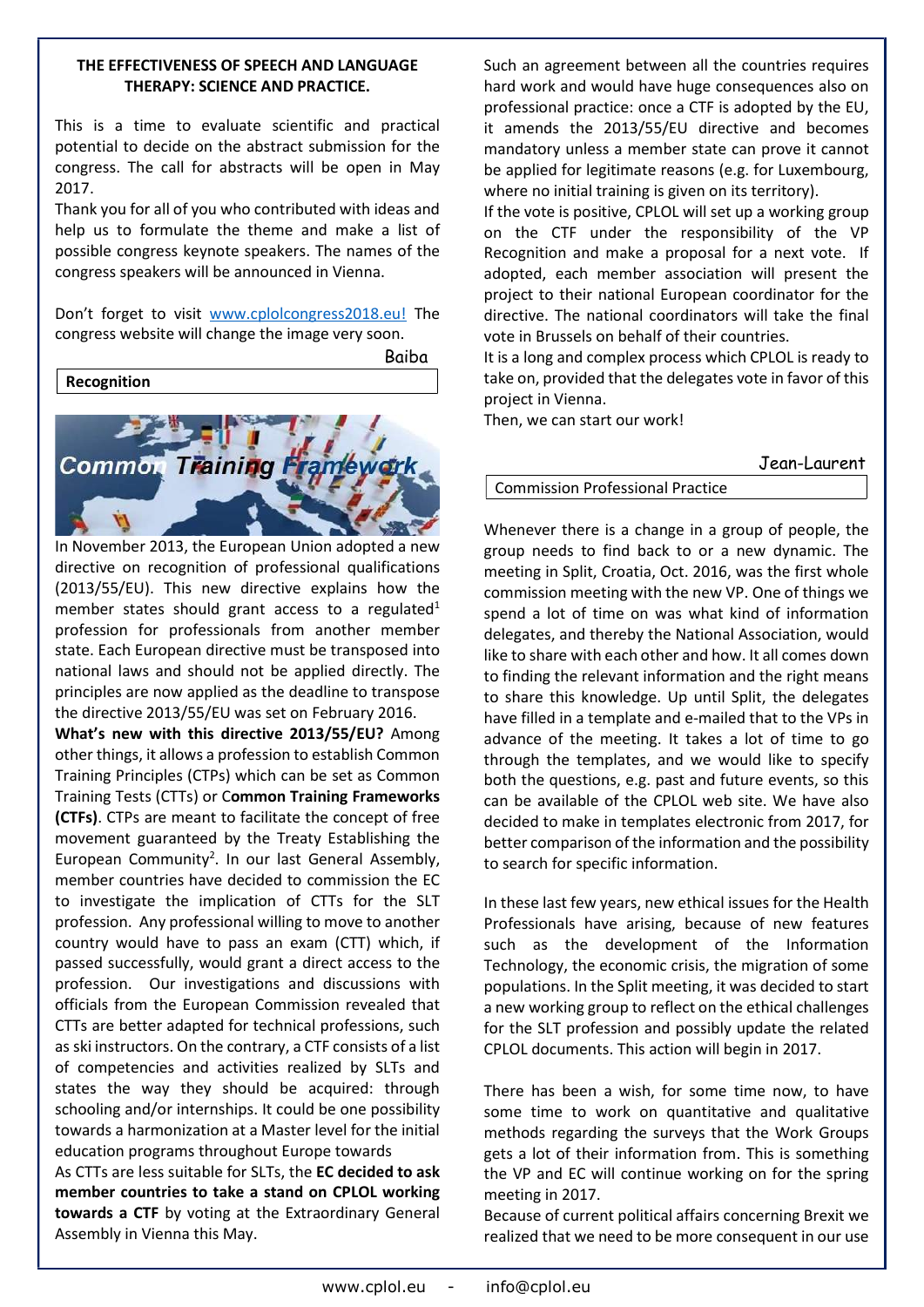**THE EFFECTIVENESS OF SPEECH AND LANGUAGE THERAPY: SCIENCE AND PRACTICE.**

This is a time to evaluate scientific and practical potential to decide on the abstract submission for the congress. The call for abstracts will be open in May 2017.

Thank you for all of you who contributed with ideas and help us to formulate the theme and make a list of possible congress keynote speakers. The names of the congress speakers will be announced in Vienna.

Don't forget to visit [www.cplolcongress2018.eu!](www.cplolcongress2018.eu) The congress website will change the image very soon.

Baiba

## Recognition

Common Training Framework

In November 2013, the European Union adopted a new directive on recognition of professional qualifications (2013/55/EU). This new directive explains how the member states should grant access to a regulated[1] profession for professionals from another member state. Each European directive must be transposed into national laws and should not be applied directly. The principles are now applied as the deadline to transpose the directive 2013/55/EU was set on February 2016.

**What's new with this directive 2013/55/EU?** Among other things, it allows a profession to establish Common Training Principles (CTPs) which can be set as Common Training Tests (CTTs) or C**ommon Training Frameworks (CTFs)**. CTPs are meant to facilitate the concept of free movement guaranteed by the Treaty Establishing the European Community[2]. In our last General Assembly, member countries have decided to commission the EC to investigate the implication of CTTs for the SLT profession. Any professional willing to move to another country would have to pass an exam (CTT) which, if passed successfully, would grant a direct access to the profession. Our investigations and discussions with officials from the European Commission revealed that CTTs are better adapted for technical professions, such as ski instructors. On the contrary, a CTF consists of a list of competencies and activities realized by SLTs and states the way they should be acquired: through schooling and/or internships. It could be one possibility towards a harmonization at a Master level for the initial education programs throughout Europe towards

As CTTs are less suitable for SLTs, the **EC decided to ask member countries to take a stand on CPLOL working towards a CTF** by voting at the Extraordinary General Assembly in Vienna this May.

Such an agreement between all the countries requires hard work and would have huge consequences also on professional practice: once a CTF is adopted by the EU, it amends the 2013/55/EU directive and becomes mandatory unless a member state can prove it cannot be applied for legitimate reasons (e.g. for Luxembourg, where no initial training is given on its territory).

If the vote is positive, CPLOL will set up a working group on the CTF under the responsibility of the VP Recognition and make a proposal for a next vote. If adopted, each member association will present the project to their national European coordinator for the directive. The national coordinators will take the final vote in Brussels on behalf of their countries.

It is a long and complex process which CPLOL is ready to take on, provided that the delegates vote in favor of this project in Vienna.

Then, we can start our work!

Jean-Laurent

## Commission Professional Practice

Whenever there is a change in a group of people, the group needs to find back to or a new dynamic. The meeting in Split, Croatia, Oct. 2016, was the first whole commission meeting with the new VP. One of things we spend a lot of time on was what kind of information delegates, and thereby the National Association, would like to share with each other and how. It all comes down to finding the relevant information and the right means to share this knowledge. Up until Split, the delegates have filled in a template and e-mailed that to the VPs in advance of the meeting. It takes a lot of time to go through the templates, and we would like to specify both the questions, e.g. past and future events, so this can be available of the CPLOL web site. We have also decided to make in templates electronic from 2017, for better comparison of the information and the possibility to search for specific information.

In these last few years, new ethical issues for the Health Professionals have arising, because of new features such as the development of the Information Technology, the economic crisis, the migration of some populations. In the Split meeting, it was decided to start a new working group to reflect on the ethical challenges for the SLT profession and possibly update the related CPLOL documents. This action will begin in 2017.

There has been a wish, for some time now, to have some time to work on quantitative and qualitative methods regarding the surveys that the Work Groups gets a lot of their information from. This is something the VP and EC will continue working on for the spring meeting in 2017.

Because of current political affairs concerning Brexit we realized that we need to be more consequent in our use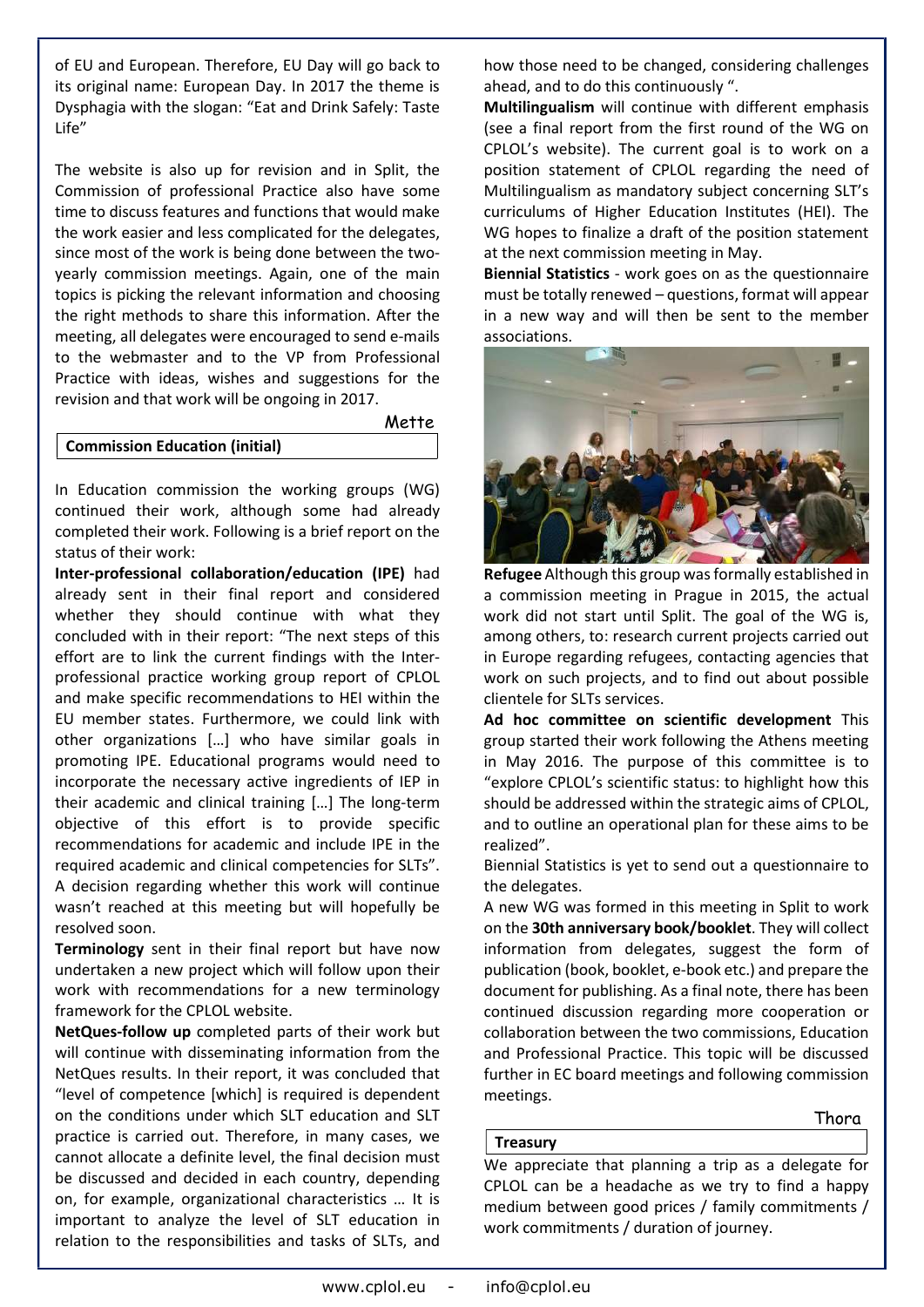of EU and European. Therefore, EU Day will go back to its original name: European Day. In 2017 the theme is Dysphagia with the slogan: "Eat and Drink Safely: Taste Life"

The website is also up for revision and in Split, the Commission of professional Practice also have some time to discuss features and functions that would make the work easier and less complicated for the delegates, since most of the work is being done between the two-yearly commission meetings. Again, one of the main topics is picking the relevant information and choosing the right methods to share this information. After the meeting, all delegates were encouraged to send e-mails to the webmaster and to the VP from Professional Practice with ideas, wishes and suggestions for the revision and that work will be ongoing in 2017.

Mette

## Commission Education (initial)

In Education commission the working groups (WG) continued their work, although some had already completed their work. Following is a brief report on the status of their work:

**Inter-professional collaboration/education (IPE)** had already sent in their final report and considered whether they should continue with what they concluded with in their report: "The next steps of this effort are to link the current findings with the Inter-professional practice working group report of CPLOL and make specific recommendations to HEI within the EU member states. Furthermore, we could link with other organizations […] who have similar goals in promoting IPE. Educational programs would need to incorporate the necessary active ingredients of IEP in their academic and clinical training […] The long-term objective of this effort is to provide specific recommendations for academic and include IPE in the required academic and clinical competencies for SLTs". A decision regarding whether this work will continue wasn't reached at this meeting but will hopefully be resolved soon.

**Terminology** sent in their final report but have now undertaken a new project which will follow upon their work with recommendations for a new terminology framework for the CPLOL website.

**NetQues-follow up** completed parts of their work but will continue with disseminating information from the NetQues results. In their report, it was concluded that "level of competence [which] is required is dependent on the conditions under which SLT education and SLT practice is carried out. Therefore, in many cases, we cannot allocate a definite level, the final decision must be discussed and decided in each country, depending on, for example, organizational characteristics … It is important to analyze the level of SLT education in relation to the responsibilities and tasks of SLTs, and how those need to be changed, considering challenges ahead, and to do this continuously ".

**Multilingualism** will continue with different emphasis (see a final report from the first round of the WG on CPLOL's website). The current goal is to work on a position statement of CPLOL regarding the need of Multilingualism as mandatory subject concerning SLT's curriculums of Higher Education Institutes (HEI). The WG hopes to finalize a draft of the position statement at the next commission meeting in May.

**Biennial Statistics** - work goes on as the questionnaire must be totally renewed – questions, format will appear in a new way and will then be sent to the member associations.

**Refugee** Although this group was formally established in a commission meeting in Prague in 2015, the actual work did not start until Split. The goal of the WG is, among others, to: research current projects carried out in Europe regarding refugees, contacting agencies that work on such projects, and to find out about possible clientele for SLTs services.

**Ad hoc committee on scientific development** This group started their work following the Athens meeting in May 2016. The purpose of this committee is to "explore CPLOL's scientific status: to highlight how this should be addressed within the strategic aims of CPLOL, and to outline an operational plan for these aims to be realized".

Biennial Statistics is yet to send out a questionnaire to the delegates.

A new WG was formed in this meeting in Split to work on the **30th anniversary book/booklet**. They will collect information from delegates, suggest the form of publication (book, booklet, e-book etc.) and prepare the document for publishing. As a final note, there has been continued discussion regarding more cooperation or collaboration between the two commissions, Education and Professional Practice. This topic will be discussed further in EC board meetings and following commission meetings.

Thora

## Treasury

We appreciate that planning a trip as a delegate for CPLOL can be a headache as we try to find a happy medium between good prices / family commitments / work commitments / duration of journey.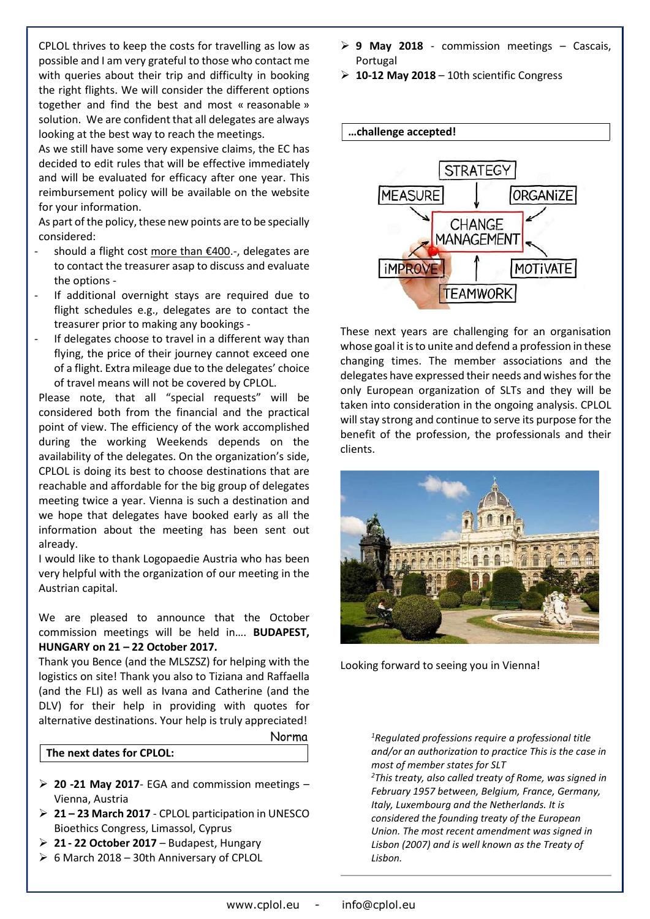CPLOL thrives to keep the costs for travelling as low as possible and I am very grateful to those who contact me with queries about their trip and difficulty in booking the right flights. We will consider the different options together and find the best and most « reasonable » solution. We are confident that all delegates are always looking at the best way to reach the meetings.

As we still have some very expensive claims, the EC has decided to edit rules that will be effective immediately and will be evaluated for efficacy after one year. This reimbursement policy will be available on the website for your information.

As part of the policy, these new points are to be specially considered:

- should a flight cost more than €400.-, delegates are to contact the treasurer asap to discuss and evaluate the options -
- If additional overnight stays are required due to flight schedules e.g., delegates are to contact the treasurer prior to making any bookings -
- If delegates choose to travel in a different way than flying, the price of their journey cannot exceed one of a flight. Extra mileage due to the delegates' choice of travel means will not be covered by CPLOL.

Please note, that all "special requests" will be considered both from the financial and the practical point of view. The efficiency of the work accomplished during the working Weekends depends on the availability of the delegates. On the organization's side, CPLOL is doing its best to choose destinations that are reachable and affordable for the big group of delegates meeting twice a year. Vienna is such a destination and we hope that delegates have booked early as all the information about the meeting has been sent out already.

I would like to thank Logopaedie Austria who has been very helpful with the organization of our meeting in the Austrian capital.

We are pleased to announce that the October commission meetings will be held in…. **BUDAPEST, HUNGARY on 21 – 22 October 2017.**

Thank you Bence (and the MLSZSZ) for helping with the logistics on site! Thank you also to Tiziana and Raffaella (and the FLI) as well as Ivana and Catherine (and the DLV) for their help in providing with quotes for alternative destinations. Your help is truly appreciated!

Norma

**The next dates for CPLOL:**

- **20 -21 May 2017**- EGA and commission meetings – Vienna, Austria
- **21 – 23 March 2017** - CPLOL participation in UNESCO Bioethics Congress, Limassol, Cyprus
- **21 - 22 October 2017** – Budapest, Hungary
- 6 March 2018 – 30th Anniversary of CPLOL
- **9 May 2018** - commission meetings – Cascais, Portugal
- **10-12 May 2018** – 10th scientific Congress

**…challenge accepted!**

These next years are challenging for an organisation whose goal it is to unite and defend a profession in these changing times. The member associations and the delegates have expressed their needs and wishes for the only European organization of SLTs and they will be taken into consideration in the ongoing analysis. CPLOL will stay strong and continue to serve its purpose for the benefit of the profession, the professionals and their clients.

Looking forward to seeing you in Vienna!

*[1]Regulated professions require a professional title and/or an authorization to practice This is the case in most of member states for SLT*

*[2]This treaty, also called treaty of Rome, was signed in February 1957 between, Belgium, France, Germany, Italy, Luxembourg and the Netherlands. It is considered the founding treaty of the European Union. The most recent amendment was signed in Lisbon (2007) and is well known as the Treaty of Lisbon.*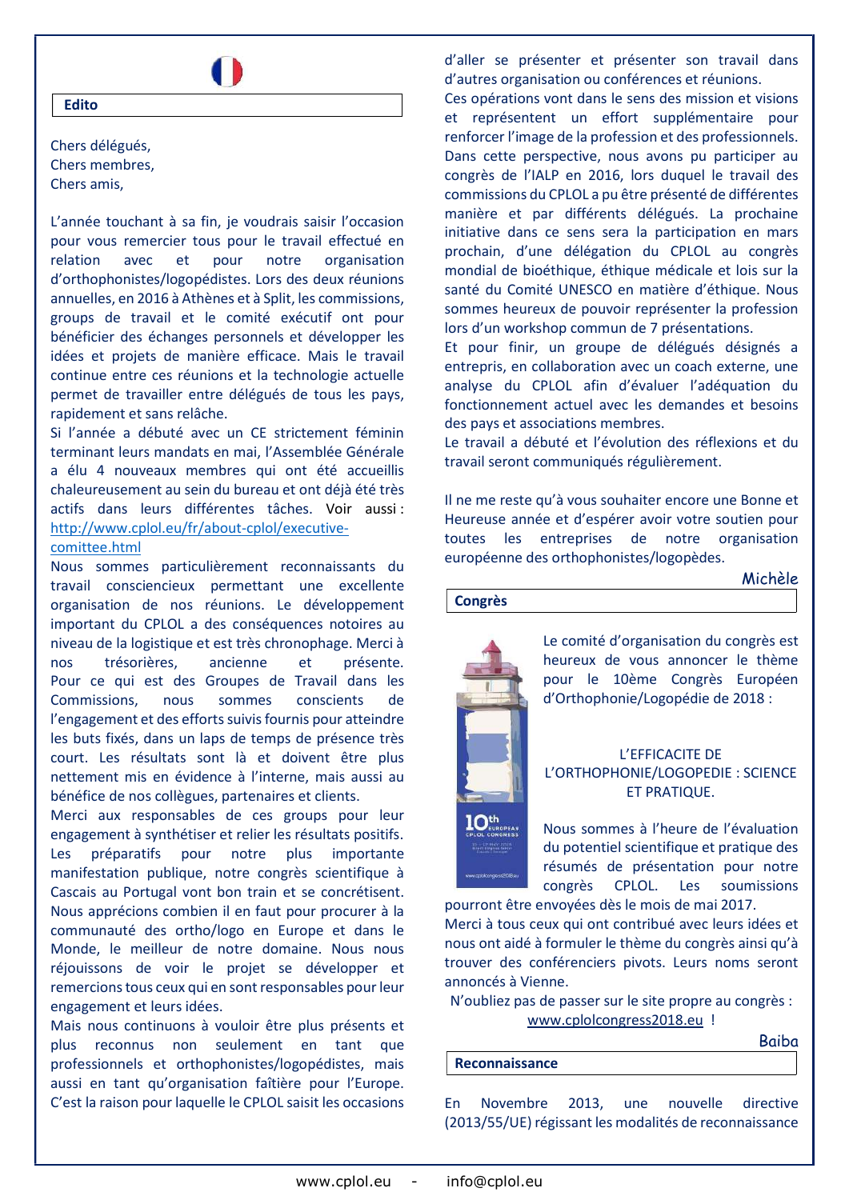## Edito

Chers délégués,
Chers membres,
Chers amis,

L'année touchant à sa fin, je voudrais saisir l'occasion pour vous remercier tous pour le travail effectué en relation avec et pour notre organisation d'orthophonistes/logopédistes. Lors des deux réunions annuelles, en 2016 à Athènes et à Split, les commissions, groups de travail et le comité exécutif ont pour bénéficier des échanges personnels et développer les idées et projets de manière efficace. Mais le travail continue entre ces réunions et la technologie actuelle permet de travailler entre délégués de tous les pays, rapidement et sans relâche.

Si l'année a débuté avec un CE strictement féminin terminant leurs mandats en mai, l'Assemblée Générale a élu 4 nouveaux membres qui ont été accueillis chaleureusement au sein du bureau et ont déjà été très actifs dans leurs différentes tâches. Voir aussi : http://www.cplol.eu/fr/about-cplol/executive-comittee.html

Nous sommes particulièrement reconnaissants du travail consciencieux permettant une excellente organisation de nos réunions. Le développement important du CPLOL a des conséquences notoires au niveau de la logistique et est très chronophage. Merci à nos trésorières, ancienne et présente.

Pour ce qui est des Groupes de Travail dans les Commissions, nous sommes conscients de l'engagement et des efforts suivis fournis pour atteindre les buts fixés, dans un laps de temps de présence très court. Les résultats sont là et doivent être plus nettement mis en évidence à l'interne, mais aussi au bénéfice de nos collègues, partenaires et clients.

Merci aux responsables de ces groups pour leur engagement à synthétiser et relier les résultats positifs.

Les préparatifs pour notre plus importante manifestation publique, notre congrès scientifique à Cascais au Portugal vont bon train et se concrétisent. Nous apprécions combien il en faut pour procurer à la communauté des ortho/logo en Europe et dans le Monde, le meilleur de notre domaine. Nous nous réjouissons de voir le projet se développer et remercions tous ceux qui en sont responsables pour leur engagement et leurs idées.

Mais nous continuons à vouloir être plus présents et plus reconnus non seulement en tant que professionnels et orthophonistes/logopédistes, mais aussi en tant qu'organisation faîtière pour l'Europe. C'est la raison pour laquelle le CPLOL saisit les occasions d'aller se présenter et présenter son travail dans d'autres organisation ou conférences et réunions.

Ces opérations vont dans le sens des mission et visions et représentent un effort supplémentaire pour renforcer l'image de la profession et des professionnels.

Dans cette perspective, nous avons pu participer au congrès de l'IALP en 2016, lors duquel le travail des commissions du CPLOL a pu être présenté de différentes manière et par différents délégués. La prochaine initiative dans ce sens sera la participation en mars prochain, d'une délégation du CPLOL au congrès mondial de bioéthique, éthique médicale et lois sur la santé du Comité UNESCO en matière d'éthique. Nous sommes heureux de pouvoir représenter la profession lors d'un workshop commun de 7 présentations.

Et pour finir, un groupe de délégués désignés a entrepris, en collaboration avec un coach externe, une analyse du CPLOL afin d'évaluer l'adéquation du fonctionnement actuel avec les demandes et besoins des pays et associations membres.

Le travail a débuté et l'évolution des réflexions et du travail seront communiqués régulièrement.

Il ne me reste qu'à vous souhaiter encore une Bonne et Heureuse année et d'espérer avoir votre soutien pour toutes les entreprises de notre organisation européenne des orthophonistes/logopèdes.

Michèle

## Congrès

Le comité d'organisation du congrès est heureux de vous annoncer le thème pour le 10ème Congrès Européen d'Orthophonie/Logopédie de 2018 :

L'EFFICACITE DE L'ORTHOPHONIE/LOGOPEDIE : SCIENCE ET PRATIQUE.

Nous sommes à l'heure de l'évaluation du potentiel scientifique et pratique des résumés de présentation pour notre congrès CPLOL. Les soumissions pourront être envoyées dès le mois de mai 2017.

Merci à tous ceux qui ont contribué avec leurs idées et nous ont aidé à formuler le thème du congrès ainsi qu'à trouver des conférenciers pivots. Leurs noms seront annoncés à Vienne.

N'oubliez pas de passer sur le site propre au congrès : www.cplolcongress2018.eu !

Baiba

## Reconnaissance

En Novembre 2013, une nouvelle directive (2013/55/UE) régissant les modalités de reconnaissance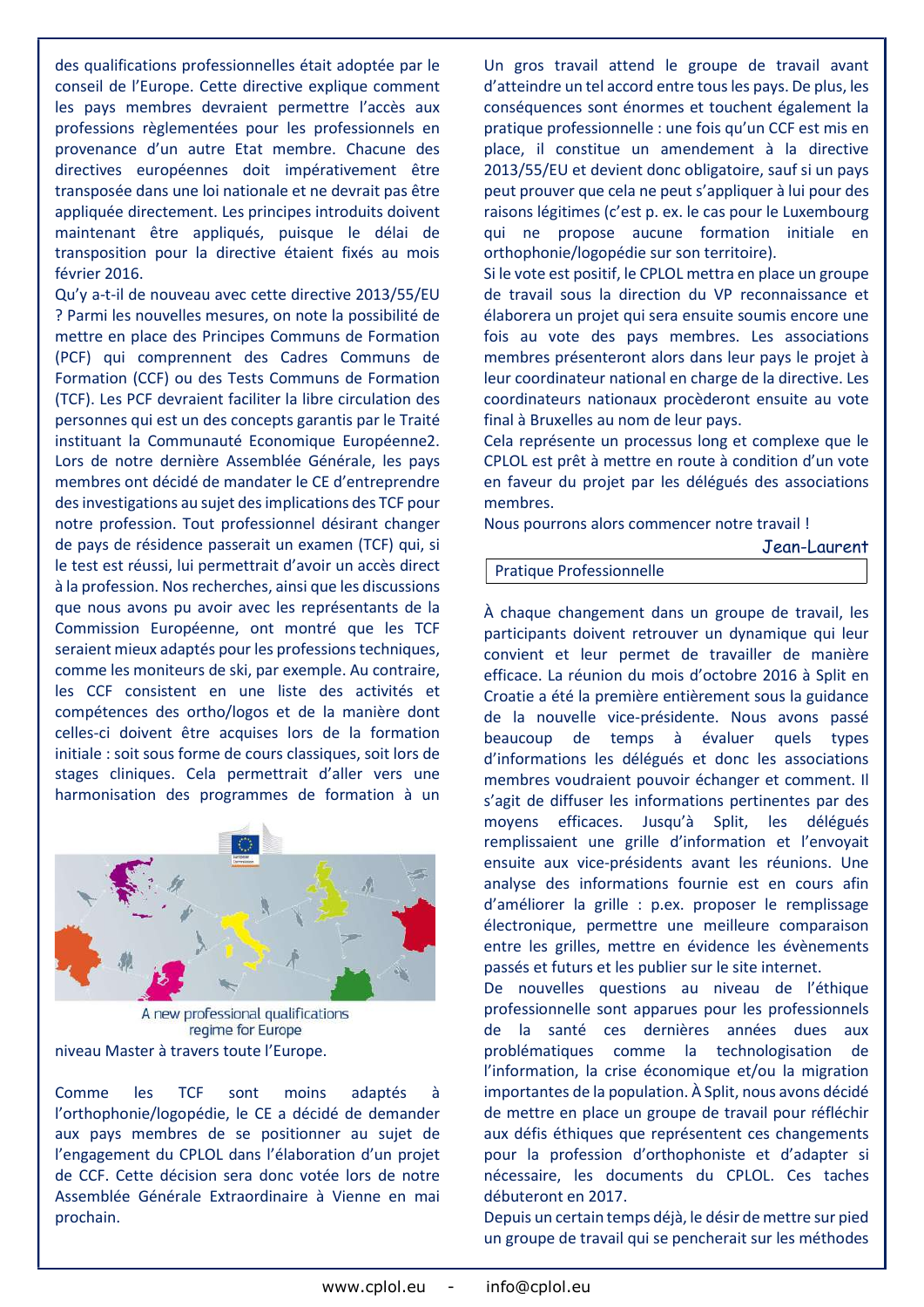des qualifications professionnelles était adoptée par le conseil de l'Europe. Cette directive explique comment les pays membres devraient permettre l'accès aux professions règlementées pour les professionnels en provenance d'un autre Etat membre. Chacune des directives européennes doit impérativement être transposée dans une loi nationale et ne devrait pas être appliquée directement. Les principes introduits doivent maintenant être appliqués, puisque le délai de transposition pour la directive étaient fixés au mois février 2016.

Qu'y a-t-il de nouveau avec cette directive 2013/55/EU ? Parmi les nouvelles mesures, on note la possibilité de mettre en place des Principes Communs de Formation (PCF) qui comprennent des Cadres Communs de Formation (CCF) ou des Tests Communs de Formation (TCF). Les PCF devraient faciliter la libre circulation des personnes qui est un des concepts garantis par le Traité instituant la Communauté Economique Européenne2. Lors de notre dernière Assemblée Générale, les pays membres ont décidé de mandater le CE d'entreprendre des investigations au sujet des implications des TCF pour notre profession. Tout professionnel désirant changer de pays de résidence passerait un examen (TCF) qui, si le test est réussi, lui permettrait d'avoir un accès direct à la profession. Nos recherches, ainsi que les discussions que nous avons pu avoir avec les représentants de la Commission Européenne, ont montré que les TCF seraient mieux adaptés pour les professions techniques, comme les moniteurs de ski, par exemple. Au contraire, les CCF consistent en une liste des activités et compétences des ortho/logos et de la manière dont celles-ci doivent être acquises lors de la formation initiale : soit sous forme de cours classiques, soit lors de stages cliniques. Cela permettrait d'aller vers une harmonisation des programmes de formation à un niveau Master à travers toute l'Europe.

A new professional qualifications regime for Europe

Comme les TCF sont moins adaptés à l'orthophonie/logopédie, le CE a décidé de demander aux pays membres de se positionner au sujet de l'engagement du CPLOL dans l'élaboration d'un projet de CCF. Cette décision sera donc votée lors de notre Assemblée Générale Extraordinaire à Vienne en mai prochain.

Un gros travail attend le groupe de travail avant d'atteindre un tel accord entre tous les pays. De plus, les conséquences sont énormes et touchent également la pratique professionnelle : une fois qu'un CCF est mis en place, il constitue un amendement à la directive 2013/55/EU et devient donc obligatoire, sauf si un pays peut prouver que cela ne peut s'appliquer à lui pour des raisons légitimes (c'est p. ex. le cas pour le Luxembourg qui ne propose aucune formation initiale en orthophonie/logopédie sur son territoire).

Si le vote est positif, le CPLOL mettra en place un groupe de travail sous la direction du VP reconnaissance et élaborera un projet qui sera ensuite soumis encore une fois au vote des pays membres. Les associations membres présenteront alors dans leur pays le projet à leur coordinateur national en charge de la directive. Les coordinateurs nationaux procèderont ensuite au vote final à Bruxelles au nom de leur pays.

Cela représente un processus long et complexe que le CPLOL est prêt à mettre en route à condition d'un vote en faveur du projet par les délégués des associations membres.

Nous pourrons alors commencer notre travail !

*Jean-Laurent*

## Pratique Professionnelle

À chaque changement dans un groupe de travail, les participants doivent retrouver un dynamique qui leur convient et leur permet de travailler de manière efficace. La réunion du mois d'octobre 2016 à Split en Croatie a été la première entièrement sous la guidance de la nouvelle vice-présidente. Nous avons passé beaucoup de temps à évaluer quels types d'informations les délégués et donc les associations membres voudraient pouvoir échanger et comment. Il s'agit de diffuser les informations pertinentes par des moyens efficaces. Jusqu'à Split, les délégués remplissaient une grille d'information et l'envoyait ensuite aux vice-présidents avant les réunions. Une analyse des informations fournie est en cours afin d'améliorer la grille : p.ex. proposer le remplissage électronique, permettre une meilleure comparaison entre les grilles, mettre en évidence les évènements passés et futurs et les publier sur le site internet.

De nouvelles questions au niveau de l'éthique professionnelle sont apparues pour les professionnels de la santé ces dernières années dues aux problématiques comme la technologisation de l'information, la crise économique et/ou la migration importantes de la population. À Split, nous avons décidé de mettre en place un groupe de travail pour réfléchir aux défis éthiques que représentent ces changements pour la profession d'orthophoniste et d'adapter si nécessaire, les documents du CPLOL. Ces taches débuteront en 2017.

Depuis un certain temps déjà, le désir de mettre sur pied un groupe de travail qui se pencherait sur les méthodes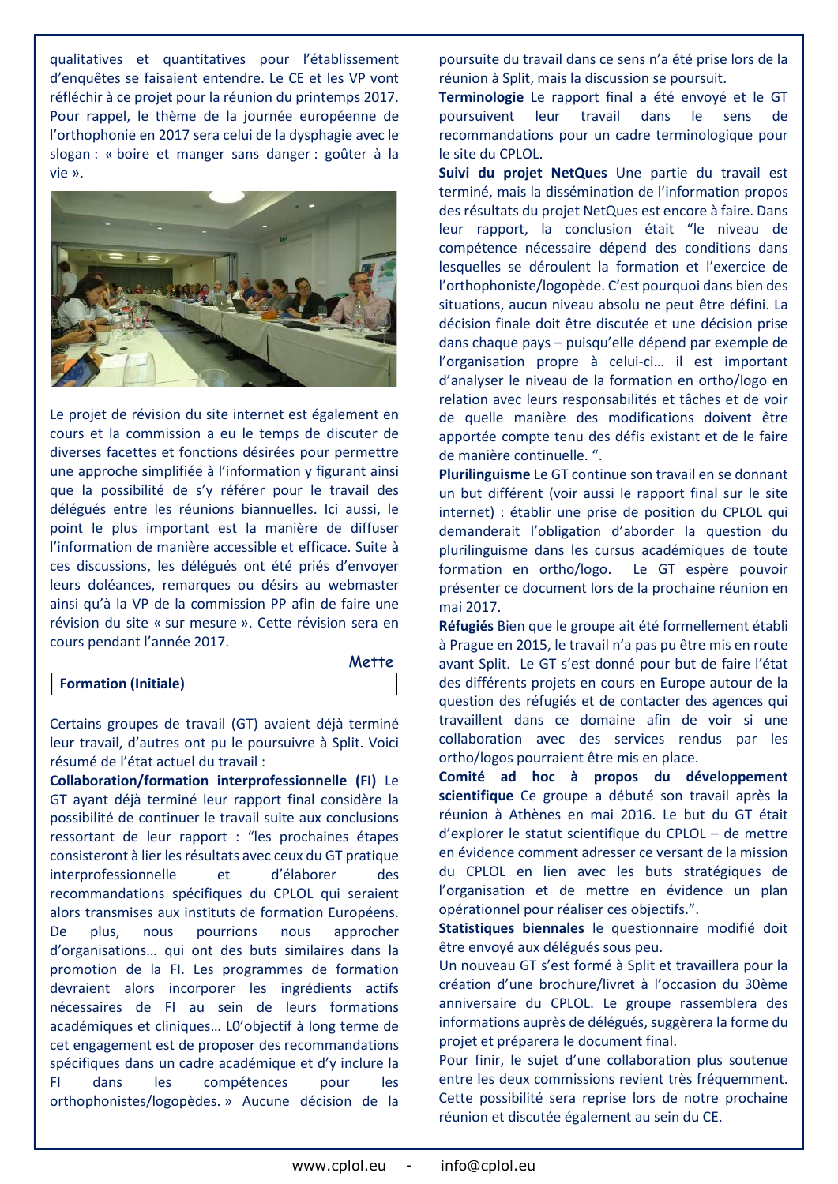qualitatives et quantitatives pour l'établissement d'enquêtes se faisaient entendre. Le CE et les VP vont réfléchir à ce projet pour la réunion du printemps 2017. Pour rappel, le thème de la journée européenne de l'orthophonie en 2017 sera celui de la dysphagie avec le slogan : « boire et manger sans danger : goûter à la vie ».

Le projet de révision du site internet est également en cours et la commission a eu le temps de discuter de diverses facettes et fonctions désirées pour permettre une approche simplifiée à l'information y figurant ainsi que la possibilité de s'y référer pour le travail des délégués entre les réunions biannuelles. Ici aussi, le point le plus important est la manière de diffuser l'information de manière accessible et efficace. Suite à ces discussions, les délégués ont été priés d'envoyer leurs doléances, remarques ou désirs au webmaster ainsi qu'à la VP de la commission PP afin de faire une révision du site « sur mesure ». Cette révision sera en cours pendant l'année 2017.

*Mette*

## Formation (Initiale)

Certains groupes de travail (GT) avaient déjà terminé leur travail, d'autres ont pu le poursuivre à Split. Voici résumé de l'état actuel du travail :

**Collaboration/formation interprofessionnelle (FI)** Le GT ayant déjà terminé leur rapport final considère la possibilité de continuer le travail suite aux conclusions ressortant de leur rapport : "les prochaines étapes consisteront à lier les résultats avec ceux du GT pratique interprofessionnelle et d'élaborer des recommandations spécifiques du CPLOL qui seraient alors transmises aux instituts de formation Européens. De plus, nous pourrions nous approcher d'organisations… qui ont des buts similaires dans la promotion de la FI. Les programmes de formation devraient alors incorporer les ingrédients actifs nécessaires de FI au sein de leurs formations académiques et cliniques… L0'objectif à long terme de cet engagement est de proposer des recommandations spécifiques dans un cadre académique et d'y inclure la FI dans les compétences pour les orthophonistes/logopèdes. » Aucune décision de la poursuite du travail dans ce sens n'a été prise lors de la réunion à Split, mais la discussion se poursuit.

**Terminologie** Le rapport final a été envoyé et le GT poursuivent leur travail dans le sens de recommandations pour un cadre terminologique pour le site du CPLOL.

**Suivi du projet NetQues** Une partie du travail est terminé, mais la dissémination de l'information propos des résultats du projet NetQues est encore à faire. Dans leur rapport, la conclusion était "le niveau de compétence nécessaire dépend des conditions dans lesquelles se déroulent la formation et l'exercice de l'orthophoniste/logopède. C'est pourquoi dans bien des situations, aucun niveau absolu ne peut être défini. La décision finale doit être discutée et une décision prise dans chaque pays – puisqu'elle dépend par exemple de l'organisation propre à celui-ci… il est important d'analyser le niveau de la formation en ortho/logo en relation avec leurs responsabilités et tâches et de voir de quelle manière des modifications doivent être apportée compte tenu des défis existant et de le faire de manière continuelle. ".

**Plurilinguisme** Le GT continue son travail en se donnant un but différent (voir aussi le rapport final sur le site internet) : établir un prise de position du CPLOL qui demanderait l'obligation d'aborder la question du plurilinguisme dans les cursus académiques de toute formation en ortho/logo. Le GT espère pouvoir présenter ce document lors de la prochaine réunion en mai 2017.

**Réfugiés** Bien que le groupe ait été formellement établi à Prague en 2015, le travail n'a pas pu être mis en route avant Split. Le GT s'est donné pour but de faire l'état des différents projets en cours en Europe autour de la question des réfugiés et de contacter des agences qui travaillent dans ce domaine afin de voir si une collaboration avec des services rendus par les ortho/logos pourraient être mis en place.

**Comité ad hoc à propos du développement scientifique** Ce groupe a débuté son travail après la réunion à Athènes en mai 2016. Le but du GT était d'explorer le statut scientifique du CPLOL – de mettre en évidence comment adresser ce versant de la mission du CPLOL en lien avec les buts stratégiques de l'organisation et de mettre en évidence un plan opérationnel pour réaliser ces objectifs.".

**Statistiques biennales** le questionnaire modifié doit être envoyé aux délégués sous peu.

Un nouveau GT s'est formé à Split et travaillera pour la création d'une brochure/livret à l'occasion du 30ème anniversaire du CPLOL. Le groupe rassemblera des informations auprès de délégués, suggèrera la forme du projet et préparera le document final.

Pour finir, le sujet d'une collaboration plus soutenue entre les deux commissions revient très fréquemment. Cette possibilité sera reprise lors de notre prochaine réunion et discutée également au sein du CE.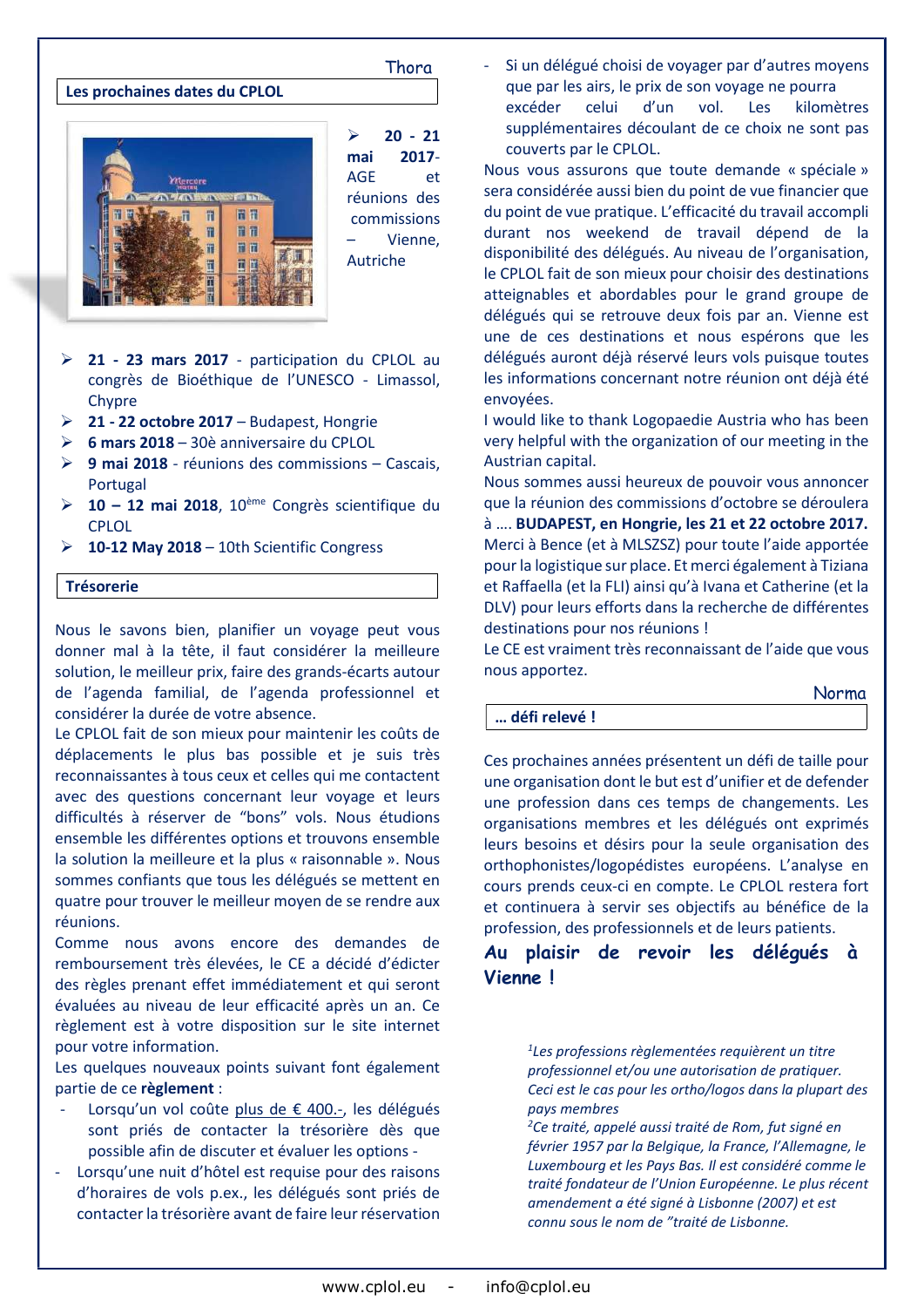Thora

## Les prochaines dates du CPLOL

- **20 - 21 mai 2017**- AGE et réunions des commissions – Vienne, Autriche
- **21 - 23 mars 2017** - participation du CPLOL au congrès de Bioéthique de l'UNESCO - Limassol, Chypre
- **21 - 22 octobre 2017** – Budapest, Hongrie
- **6 mars 2018** – 30è anniversaire du CPLOL
- **9 mai 2018** - réunions des commissions – Cascais, Portugal
- **10 – 12 mai 2018**, 10ème Congrès scientifique du CPLOL
- **10-12 May 2018** – 10th Scientific Congress

## Trésorerie

Nous le savons bien, planifier un voyage peut vous donner mal à la tête, il faut considérer la meilleure solution, le meilleur prix, faire des grands-écarts autour de l'agenda familial, de l'agenda professionnel et considérer la durée de votre absence.

Le CPLOL fait de son mieux pour maintenir les coûts de déplacements le plus bas possible et je suis très reconnaissantes à tous ceux et celles qui me contactent avec des questions concernant leur voyage et leurs difficultés à réserver de "bons" vols. Nous étudions ensemble les différentes options et trouvons ensemble la solution la meilleure et la plus « raisonnable ». Nous sommes confiants que tous les délégués se mettent en quatre pour trouver le meilleur moyen de se rendre aux réunions.

Comme nous avons encore des demandes de remboursement très élevées, le CE a décidé d'édicter des règles prenant effet immédiatement et qui seront évaluées au niveau de leur efficacité après un an. Ce règlement est à votre disposition sur le site internet pour votre information.

Les quelques nouveaux points suivant font également partie de ce **règlement** :

- Lorsqu'un vol coûte plus de € 400.-, les délégués sont priés de contacter la trésorière dès que possible afin de discuter et évaluer les options -
- Lorsqu'une nuit d'hôtel est requise pour des raisons d'horaires de vols p.ex., les délégués sont priés de contacter la trésorière avant de faire leur réservation
- Si un délégué choisi de voyager par d'autres moyens que par les airs, le prix de son voyage ne pourra excéder celui d'un vol. Les kilomètres supplémentaires découlant de ce choix ne sont pas couverts par le CPLOL.

Nous vous assurons que toute demande « spéciale » sera considérée aussi bien du point de vue financier que du point de vue pratique. L'efficacité du travail accompli durant nos weekend de travail dépend de la disponibilité des délégués. Au niveau de l'organisation, le CPLOL fait de son mieux pour choisir des destinations atteignables et abordables pour le grand groupe de délégués qui se retrouve deux fois par an. Vienne est une de ces destinations et nous espérons que les délégués auront déjà réservé leurs vols puisque toutes les informations concernant notre réunion ont déjà été envoyées.

I would like to thank Logopaedie Austria who has been very helpful with the organization of our meeting in the Austrian capital.

Nous sommes aussi heureux de pouvoir vous annoncer que la réunion des commissions d'octobre se déroulera à …. **BUDAPEST, en Hongrie, les 21 et 22 octobre 2017.** Merci à Bence (et à MLSZSZ) pour toute l'aide apportée pour la logistique sur place. Et merci également à Tiziana et Raffaella (et la FLI) ainsi qu'à Ivana et Catherine (et la DLV) pour leurs efforts dans la recherche de différentes destinations pour nos réunions !

Le CE est vraiment très reconnaissant de l'aide que vous nous apportez.

Norma

## … défi relevé !

Ces prochaines années présentent un défi de taille pour une organisation dont le but est d'unifier et de defender une profession dans ces temps de changements. Les organisations membres et les délégués ont exprimés leurs besoins et désirs pour la seule organisation des orthophonistes/logopédistes européens. L'analyse en cours prends ceux-ci en compte. Le CPLOL restera fort et continuera à servir ses objectifs au bénéfice de la profession, des professionnels et de leurs patients.

**Au plaisir de revoir les délégués à Vienne !**

[1] *Les professions règlementées requièrent un titre professionnel et/ou une autorisation de pratiquer. Ceci est le cas pour les ortho/logos dans la plupart des pays membres*

[2] *Ce traité, appelé aussi traité de Rom, fut signé en février 1957 par la Belgique, la France, l'Allemagne, le Luxembourg et les Pays Bas. Il est considéré comme le traité fondateur de l'Union Européenne. Le plus récent amendement a été signé à Lisbonne (2007) et est connu sous le nom de "traité de Lisbonne.*